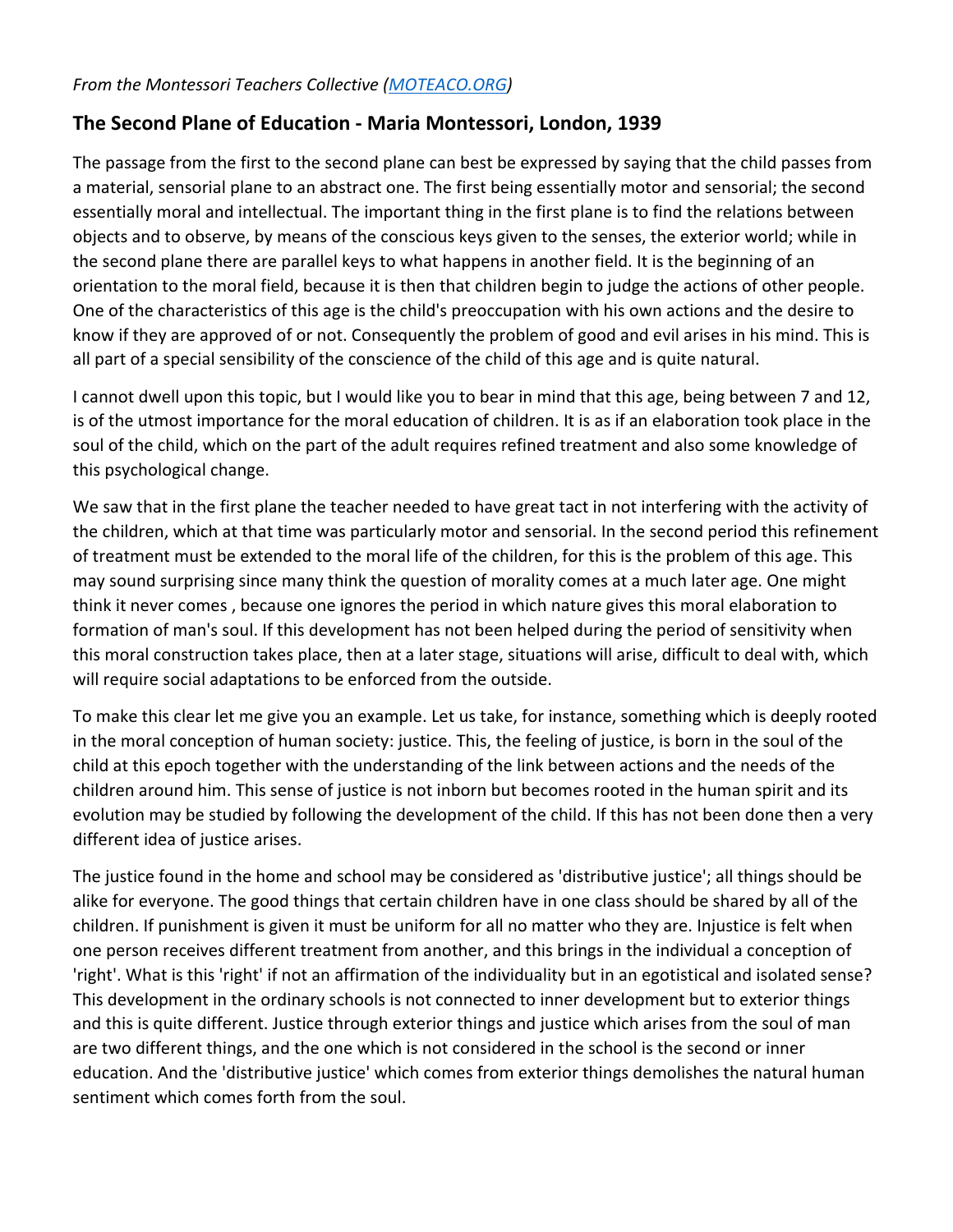*From the Montessori Teachers Collective ([MOTEACO.ORG](http://MOTEACO.ORG))*

## The Second Plane of Education - Maria Montessori, London, 1939

The passage from the first to the second plane can best be expressed by saying that the child passes from a material, sensorial plane to an abstract one. The first being essentially motor and sensorial; the second essentially moral and intellectual. The important thing in the first plane is to find the relations between objects and to observe, by means of the conscious keys given to the senses, the exterior world; while in the second plane there are parallel keys to what happens in another field. It is the beginning of an orientation to the moral field, because it is then that children begin to judge the actions of other people. One of the characteristics of this age is the child's preoccupation with his own actions and the desire to know if they are approved of or not. Consequently the problem of good and evil arises in his mind. This is all part of a special sensibility of the conscience of the child of this age and is quite natural.

I cannot dwell upon this topic, but I would like you to bear in mind that this age, being between 7 and 12, is of the utmost importance for the moral education of children. It is as if an elaboration took place in the soul of the child, which on the part of the adult requires refined treatment and also some knowledge of this psychological change.

We saw that in the first plane the teacher needed to have great tact in not interfering with the activity of the children, which at that time was particularly motor and sensorial. In the second period this refinement of treatment must be extended to the moral life of the children, for this is the problem of this age. This may sound surprising since many think the question of morality comes at a much later age. One might think it never comes , because one ignores the period in which nature gives this moral elaboration to formation of man's soul. If this development has not been helped during the period of sensitivity when this moral construction takes place, then at a later stage, situations will arise, difficult to deal with, which will require social adaptations to be enforced from the outside.

To make this clear let me give you an example. Let us take, for instance, something which is deeply rooted in the moral conception of human society: justice. This, the feeling of justice, is born in the soul of the child at this epoch together with the understanding of the link between actions and the needs of the children around him. This sense of justice is not inborn but becomes rooted in the human spirit and its evolution may be studied by following the development of the child. If this has not been done then a very different idea of justice arises.

The justice found in the home and school may be considered as 'distributive justice'; all things should be alike for everyone. The good things that certain children have in one class should be shared by all of the children. If punishment is given it must be uniform for all no matter who they are. Injustice is felt when one person receives different treatment from another, and this brings in the individual a conception of 'right'. What is this 'right' if not an affirmation of the individuality but in an egotistical and isolated sense? This development in the ordinary schools is not connected to inner development but to exterior things and this is quite different. Justice through exterior things and justice which arises from the soul of man are two different things, and the one which is not considered in the school is the second or inner education. And the 'distributive justice' which comes from exterior things demolishes the natural human sentiment which comes forth from the soul.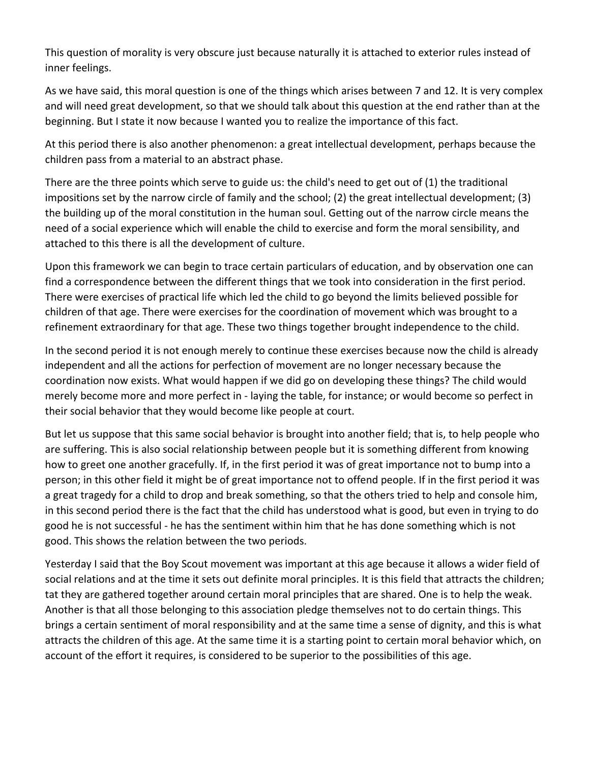This question of morality is very obscure just because naturally it is attached to exterior rules instead of inner feelings.

As we have said, this moral question is one of the things which arises between 7 and 12. It is very complex and will need great development, so that we should talk about this question at the end rather than at the beginning. But I state it now because I wanted you to realize the importance of this fact.

At this period there is also another phenomenon: a great intellectual development, perhaps because the children pass from a material to an abstract phase.

There are the three points which serve to guide us: the child's need to get out of (1) the traditional impositions set by the narrow circle of family and the school; (2) the great intellectual development; (3) the building up of the moral constitution in the human soul. Getting out of the narrow circle means the need of a social experience which will enable the child to exercise and form the moral sensibility, and attached to this there is all the development of culture.

Upon this framework we can begin to trace certain particulars of education, and by observation one can find a correspondence between the different things that we took into consideration in the first period. There were exercises of practical life which led the child to go beyond the limits believed possible for children of that age. There were exercises for the coordination of movement which was brought to a refinement extraordinary for that age. These two things together brought independence to the child.

In the second period it is not enough merely to continue these exercises because now the child is already independent and all the actions for perfection of movement are no longer necessary because the coordination now exists. What would happen if we did go on developing these things? The child would merely become more and more perfect in - laying the table, for instance; or would become so perfect in their social behavior that they would become like people at court.

But let us suppose that this same social behavior is brought into another field; that is, to help people who are suffering. This is also social relationship between people but it is something different from knowing how to greet one another gracefully. If, in the first period it was of great importance not to bump into a person; in this other field it might be of great importance not to offend people. If in the first period it was a great tragedy for a child to drop and break something, so that the others tried to help and console him, in this second period there is the fact that the child has understood what is good, but even in trying to do good he is not successful - he has the sentiment within him that he has done something which is not good. This shows the relation between the two periods.

Yesterday I said that the Boy Scout movement was important at this age because it allows a wider field of social relations and at the time it sets out definite moral principles. It is this field that attracts the children; tat they are gathered together around certain moral principles that are shared. One is to help the weak. Another is that all those belonging to this association pledge themselves not to do certain things. This brings a certain sentiment of moral responsibility and at the same time a sense of dignity, and this is what attracts the children of this age. At the same time it is a starting point to certain moral behavior which, on account of the effort it requires, is considered to be superior to the possibilities of this age.